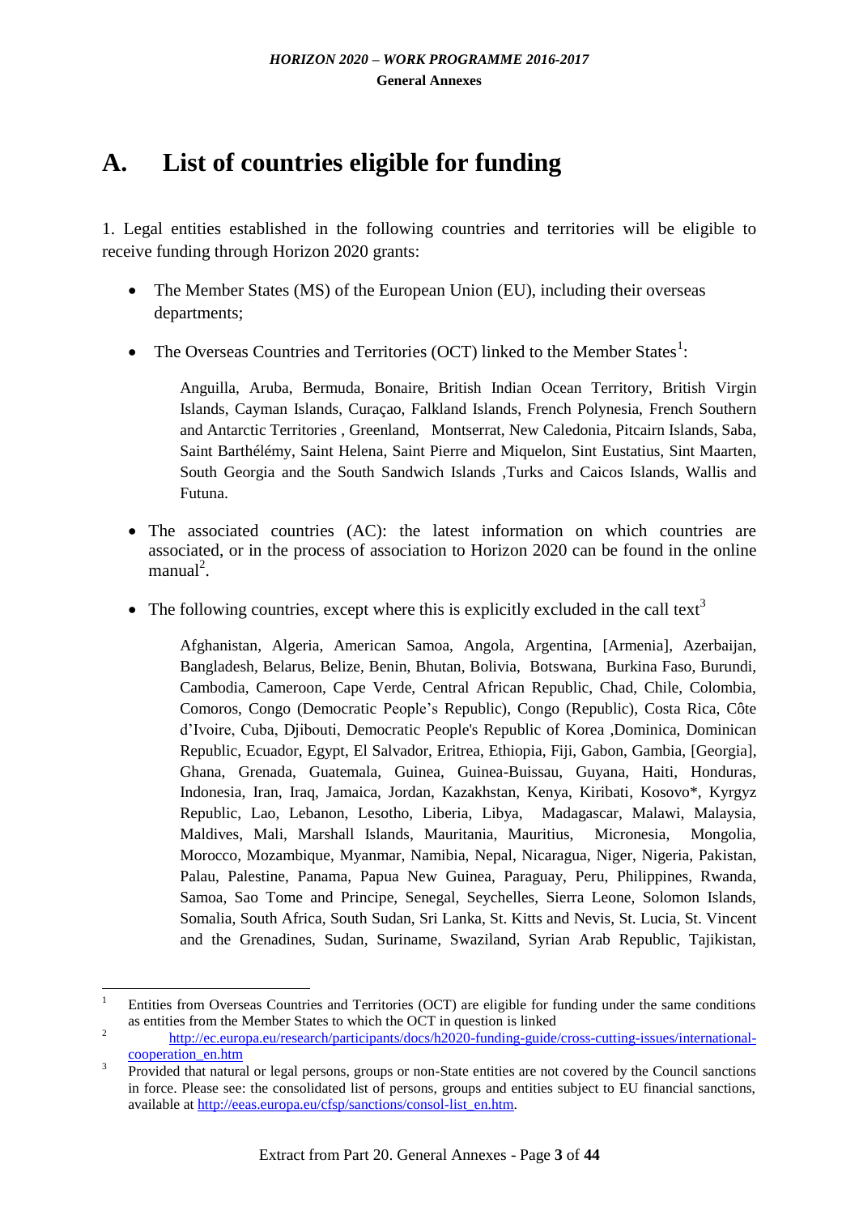# A. List of countries eligible for funding

1. Legal entities established in the following countries and territories will be eligible to receive funding through Horizon 2020 grants:

- The Member States (MS) of the European Union (EU), including their overseas departments;
- The Overseas Countries and Territories (OCT) linked to the Member States[1]:

  Anguilla, Aruba, Bermuda, Bonaire, British Indian Ocean Territory, British Virgin Islands, Cayman Islands, Curaçao, Falkland Islands, French Polynesia, French Southern and Antarctic Territories , Greenland, Montserrat, New Caledonia, Pitcairn Islands, Saba, Saint Barthélémy, Saint Helena, Saint Pierre and Miquelon, Sint Eustatius, Sint Maarten, South Georgia and the South Sandwich Islands ,Turks and Caicos Islands, Wallis and Futuna.

- The associated countries (AC): the latest information on which countries are associated, or in the process of association to Horizon 2020 can be found in the online manual[2].
- The following countries, except where this is explicitly excluded in the call text[3]

  Afghanistan, Algeria, American Samoa, Angola, Argentina, [Armenia], Azerbaijan, Bangladesh, Belarus, Belize, Benin, Bhutan, Bolivia, Botswana, Burkina Faso, Burundi, Cambodia, Cameroon, Cape Verde, Central African Republic, Chad, Chile, Colombia, Comoros, Congo (Democratic People's Republic), Congo (Republic), Costa Rica, Côte d'Ivoire, Cuba, Djibouti, Democratic People's Republic of Korea ,Dominica, Dominican Republic, Ecuador, Egypt, El Salvador, Eritrea, Ethiopia, Fiji, Gabon, Gambia, [Georgia], Ghana, Grenada, Guatemala, Guinea, Guinea-Buissau, Guyana, Haiti, Honduras, Indonesia, Iran, Iraq, Jamaica, Jordan, Kazakhstan, Kenya, Kiribati, Kosovo*, Kyrgyz Republic, Lao, Lebanon, Lesotho, Liberia, Libya, Madagascar, Malawi, Malaysia, Maldives, Mali, Marshall Islands, Mauritania, Mauritius, Micronesia, Mongolia, Morocco, Mozambique, Myanmar, Namibia, Nepal, Nicaragua, Niger, Nigeria, Pakistan, Palau, Palestine, Panama, Papua New Guinea, Paraguay, Peru, Philippines, Rwanda, Samoa, Sao Tome and Principe, Senegal, Seychelles, Sierra Leone, Solomon Islands, Somalia, South Africa, South Sudan, Sri Lanka, St. Kitts and Nevis, St. Lucia, St. Vincent and the Grenadines, Sudan, Suriname, Swaziland, Syrian Arab Republic, Tajikistan,

---

[1] Entities from Overseas Countries and Territories (OCT) are eligible for funding under the same conditions as entities from the Member States to which the OCT in question is linked

[2] http://ec.europa.eu/research/participants/docs/h2020-funding-guide/cross-cutting-issues/international-cooperation_en.htm

[3] Provided that natural or legal persons, groups or non-State entities are not covered by the Council sanctions in force. Please see: the consolidated list of persons, groups and entities subject to EU financial sanctions, available at http://eeas.europa.eu/cfsp/sanctions/consol-list_en.htm.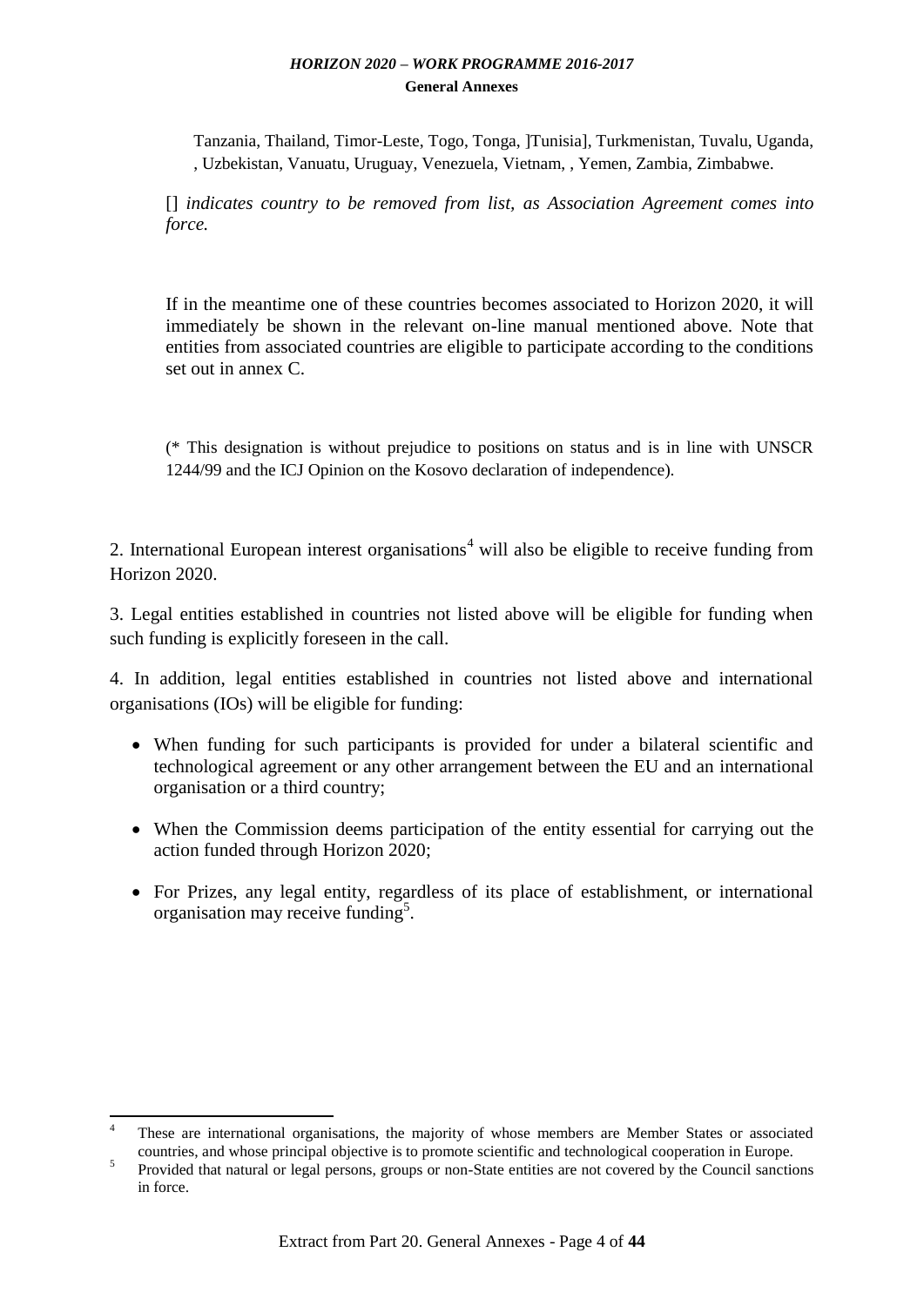Tanzania, Thailand, Timor-Leste, Togo, Tonga, ]Tunisia], Turkmenistan, Tuvalu, Uganda, , Uzbekistan, Vanuatu, Uruguay, Venezuela, Vietnam, , Yemen, Zambia, Zimbabwe.

[] *indicates country to be removed from list, as Association Agreement comes into force.*

If in the meantime one of these countries becomes associated to Horizon 2020, it will immediately be shown in the relevant on-line manual mentioned above. Note that entities from associated countries are eligible to participate according to the conditions set out in annex C.

(* This designation is without prejudice to positions on status and is in line with UNSCR 1244/99 and the ICJ Opinion on the Kosovo declaration of independence).

2. International European interest organisations[4] will also be eligible to receive funding from Horizon 2020.

3. Legal entities established in countries not listed above will be eligible for funding when such funding is explicitly foreseen in the call.

4. In addition, legal entities established in countries not listed above and international organisations (IOs) will be eligible for funding:

- When funding for such participants is provided for under a bilateral scientific and technological agreement or any other arrangement between the EU and an international organisation or a third country;
- When the Commission deems participation of the entity essential for carrying out the action funded through Horizon 2020;
- For Prizes, any legal entity, regardless of its place of establishment, or international organisation may receive funding[5].

---

[4] These are international organisations, the majority of whose members are Member States or associated countries, and whose principal objective is to promote scientific and technological cooperation in Europe.

[5] Provided that natural or legal persons, groups or non-State entities are not covered by the Council sanctions in force.